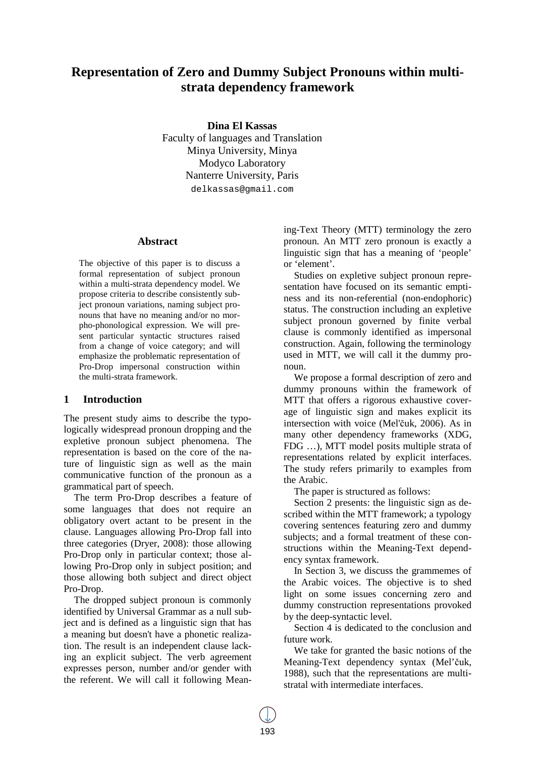# Representation of Zero and Dummy Subject Pronouns within multi-strata dependency framework

**Dina El Kassas**
Faculty of languages and Translation
Minya University, Minya
Modyco Laboratory
Nanterre University, Paris
delkassas@gmail.com

## Abstract

The objective of this paper is to discuss a formal representation of subject pronoun within a multi-strata dependency model. We propose criteria to describe consistently subject pronoun variations, naming subject pronouns that have no meaning and/or no morpho-phonological expression. We will present particular syntactic structures raised from a change of voice category; and will emphasize the problematic representation of Pro-Drop impersonal construction within the multi-strata framework.

## 1 Introduction

The present study aims to describe the typologically widespread pronoun dropping and the expletive pronoun subject phenomena. The representation is based on the core of the nature of linguistic sign as well as the main communicative function of the pronoun as a grammatical part of speech.

The term Pro-Drop describes a feature of some languages that does not require an obligatory overt actant to be present in the clause. Languages allowing Pro-Drop fall into three categories (Dryer, 2008): those allowing Pro-Drop only in particular context; those allowing Pro-Drop only in subject position; and those allowing both subject and direct object Pro-Drop.

The dropped subject pronoun is commonly identified by Universal Grammar as a null subject and is defined as a linguistic sign that has a meaning but doesn't have a phonetic realization. The result is an independent clause lacking an explicit subject. The verb agreement expresses person, number and/or gender with the referent. We will call it following Meaning-Text Theory (MTT) terminology the zero pronoun. An MTT zero pronoun is exactly a linguistic sign that has a meaning of 'people' or 'element'.

Studies on expletive subject pronoun representation have focused on its semantic emptiness and its non-referential (non-endophoric) status. The construction including an expletive subject pronoun governed by finite verbal clause is commonly identified as impersonal construction. Again, following the terminology used in MTT, we will call it the dummy pronoun.

We propose a formal description of zero and dummy pronouns within the framework of MTT that offers a rigorous exhaustive coverage of linguistic sign and makes explicit its intersection with voice (Mel'čuk, 2006). As in many other dependency frameworks (XDG, FDG …), MTT model posits multiple strata of representations related by explicit interfaces. The study refers primarily to examples from the Arabic.

The paper is structured as follows:

Section 2 presents: the linguistic sign as described within the MTT framework; a typology covering sentences featuring zero and dummy subjects; and a formal treatment of these constructions within the Meaning-Text dependency syntax framework.

In Section 3, we discuss the grammemes of the Arabic voices. The objective is to shed light on some issues concerning zero and dummy construction representations provoked by the deep-syntactic level.

Section 4 is dedicated to the conclusion and future work.

We take for granted the basic notions of the Meaning-Text dependency syntax (Mel'čuk, 1988), such that the representations are multi-stratal with intermediate interfaces.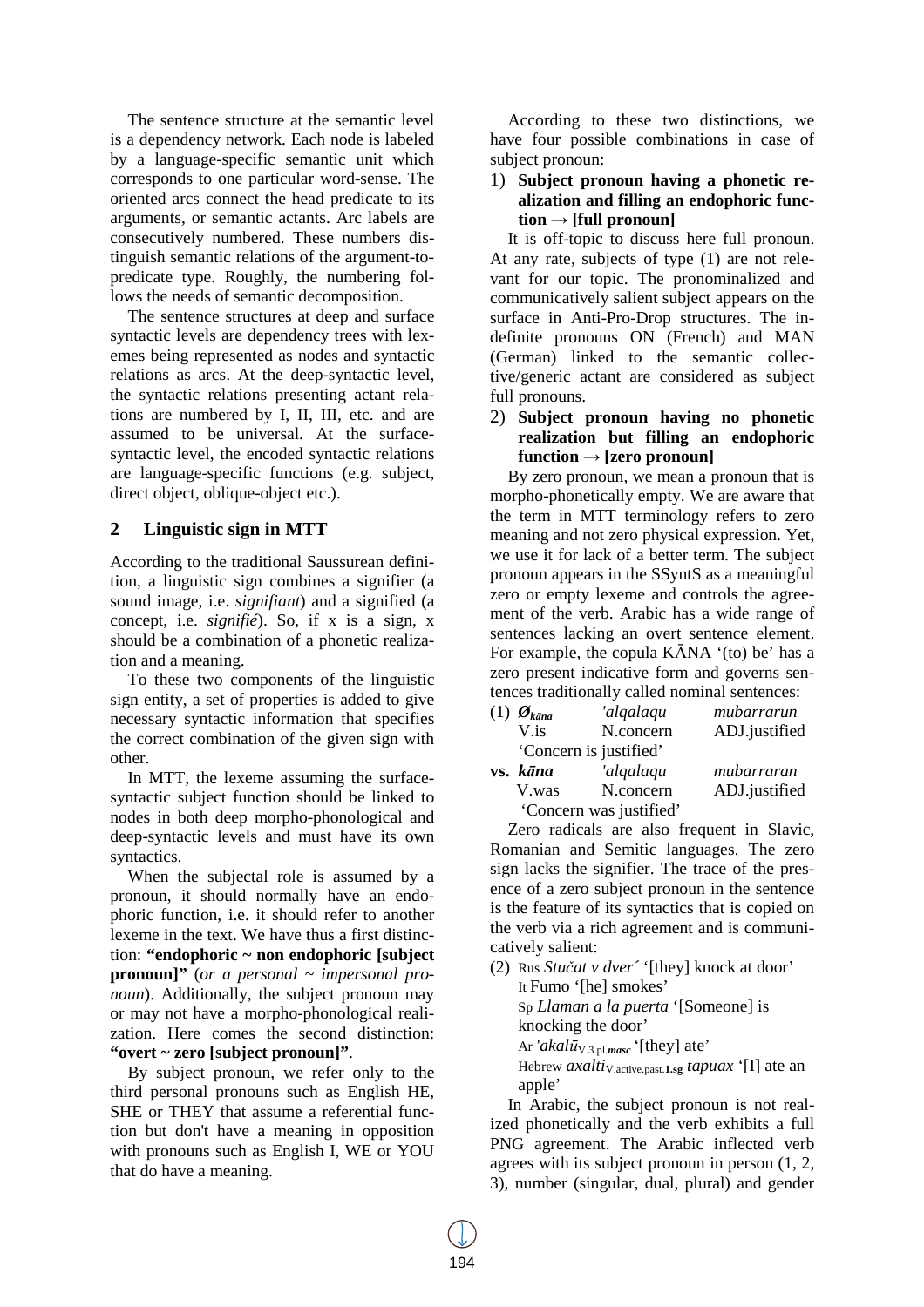The sentence structure at the semantic level is a dependency network. Each node is labeled by a language-specific semantic unit which corresponds to one particular word-sense. The oriented arcs connect the head predicate to its arguments, or semantic actants. Arc labels are consecutively numbered. These numbers distinguish semantic relations of the argument-to-predicate type. Roughly, the numbering follows the needs of semantic decomposition.

The sentence structures at deep and surface syntactic levels are dependency trees with lexemes being represented as nodes and syntactic relations as arcs. At the deep-syntactic level, the syntactic relations presenting actant relations are numbered by I, II, III, etc. and are assumed to be universal. At the surface-syntactic level, the encoded syntactic relations are language-specific functions (e.g. subject, direct object, oblique-object etc.).

## 2 Linguistic sign in MTT

According to the traditional Saussurean definition, a linguistic sign combines a signifier (a sound image, i.e. *signifiant*) and a signified (a concept, i.e. *signifié*). So, if x is a sign, x should be a combination of a phonetic realization and a meaning.

To these two components of the linguistic sign entity, a set of properties is added to give necessary syntactic information that specifies the correct combination of the given sign with other.

In MTT, the lexeme assuming the surface-syntactic subject function should be linked to nodes in both deep morpho-phonological and deep-syntactic levels and must have its own syntactics.

When the subjectal role is assumed by a pronoun, it should normally have an endophoric function, i.e. it should refer to another lexeme in the text. We have thus a first distinction: **"endophoric ~ non endophoric [subject pronoun]"** (*or a personal ~ impersonal pronoun*). Additionally, the subject pronoun may or may not have a morpho-phonological realization. Here comes the second distinction: **"overt ~ zero [subject pronoun]"**.

By subject pronoun, we refer only to the third personal pronouns such as English HE, SHE or THEY that assume a referential function but don't have a meaning in opposition with pronouns such as English I, WE or YOU that do have a meaning.

According to these two distinctions, we have four possible combinations in case of subject pronoun:

1) **Subject pronoun having a phonetic realization and filling an endophoric function → [full pronoun]**

It is off-topic to discuss here full pronoun. At any rate, subjects of type (1) are not relevant for our topic. The pronominalized and communicatively salient subject appears on the surface in Anti-Pro-Drop structures. The indefinite pronouns ON (French) and MAN (German) linked to the semantic collective/generic actant are considered as subject full pronouns.

2) **Subject pronoun having no phonetic realization but filling an endophoric function → [zero pronoun]**

By zero pronoun, we mean a pronoun that is morpho-phonetically empty. We are aware that the term in MTT terminology refers to zero meaning and not zero physical expression. Yet, we use it for lack of a better term. The subject pronoun appears in the SSyntS as a meaningful zero or empty lexeme and controls the agreement of the verb. Arabic has a wide range of sentences lacking an overt sentence element. For example, the copula KĀNA '(to) be' has a zero present indicative form and governs sentences traditionally called nominal sentences:

(1) ***Ø**$_{k\bar{a}na}$* &nbsp;&nbsp; *'alqalaqu* &nbsp;&nbsp; *mubarrarun*
V.is &nbsp;&nbsp; N.concern &nbsp;&nbsp; ADJ.justified
'Concern is justified'

**vs.** ***kāna*** &nbsp;&nbsp; *'alqalaqu* &nbsp;&nbsp; *mubarraran*
V.was &nbsp;&nbsp; N.concern &nbsp;&nbsp; ADJ.justified
'Concern was justified'

Zero radicals are also frequent in Slavic, Romanian and Semitic languages. The zero sign lacks the signifier. The trace of the presence of a zero subject pronoun in the sentence is the feature of its syntactics that is copied on the verb via a rich agreement and is communicatively salient:

(2) Rus *Stučat v dver´* '[they] knock at door'
It Fumo '[he] smokes'
Sp *Llaman a la puerta* '[Someone] is knocking the door'
Ar *'akalū*$_{\text{V.3.pl.}\textbf{\textit{masc}}}$ '[they] ate'
Hebrew *axalti*$_{\text{V.active.past.}\textbf{1.sg}}$ *tapuax* '[I] ate an apple'

In Arabic, the subject pronoun is not realized phonetically and the verb exhibits a full PNG agreement. The Arabic inflected verb agrees with its subject pronoun in person (1, 2, 3), number (singular, dual, plural) and gender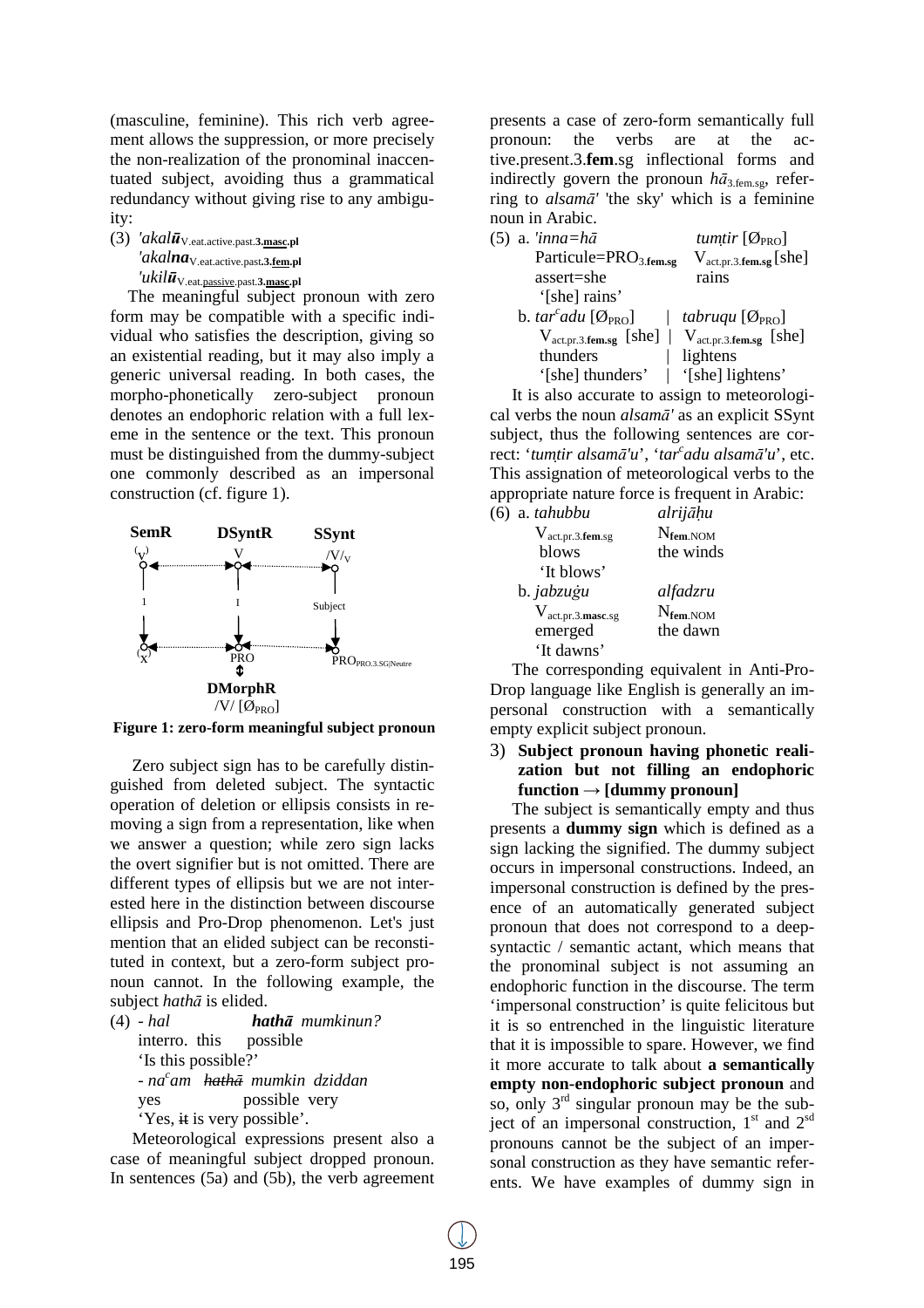(masculine, feminine). This rich verb agreement allows the suppression, or more precisely the non-realization of the pronominal inaccentuated subject, avoiding thus a grammatical redundancy without giving rise to any ambiguity:

(3) *'akal**ū***$_{\text{V.eat.active.past.}\mathbf{3.\underline{masc}.pl}}$
*'akal**na***$_{\text{V.eat.active.past.}\mathbf{3.\underline{fem}.pl}}$
*'ukil**ū***$_{\text{V.eat.}\underline{\text{passive}}\text{.past.}\mathbf{3.\underline{masc}.pl}}$

The meaningful subject pronoun with zero form may be compatible with a specific individual who satisfies the description, giving so an existential reading, but it may also imply a generic universal reading. In both cases, the morpho-phonetically zero-subject pronoun denotes an endophoric relation with a full lexeme in the sentence or the text. This pronoun must be distinguished from the dummy-subject one commonly described as an impersonal construction (cf. figure 1).

**SemR** — **DSyntR** — **SSynt**
('V') ··· V ··· /V/$_V$
1 — I — Subject
('x') ··· PRO ··· PRO$_{\text{PRO.3.SG|Neutre}}$
**DMorphR**
/V/ [Ø$_{\text{PRO}}$]

**Figure 1: zero-form meaningful subject pronoun**

Zero subject sign has to be carefully distinguished from deleted subject. The syntactic operation of deletion or ellipsis consists in removing a sign from a representation, like when we answer a question; while zero sign lacks the overt signifier but is not omitted. There are different types of ellipsis but we are not interested here in the distinction between discourse ellipsis and Pro-Drop phenomenon. Let's just mention that an elided subject can be reconstituted in context, but a zero-form subject pronoun cannot. In the following example, the subject *hathā* is elided.

(4) - *hal* ***hathā*** *mumkinun?*
interro. this possible
'Is this possible?'
- *na$^c$am* ~~*hathā*~~ *mumkin dziddan*
yes possible very
'Yes, ~~it~~ is very possible'.

Meteorological expressions present also a case of meaningful subject dropped pronoun. In sentences (5a) and (5b), the verb agreement presents a case of zero-form semantically full pronoun: the verbs are at the active.present.3.**fem**.sg inflectional forms and indirectly govern the pronoun *hā*$_{\text{3.fem.sg}}$, referring to *alsamā'* 'the sky' which is a feminine noun in Arabic.

(5) a. *'inna=hā* *tumṭir* [Ø$_{\text{PRO}}$]
Particule=PRO$_{\text{3.}\mathbf{fem}\text{.sg}}$ V$_{\text{act.pr.3.}\mathbf{fem}\text{.sg}}$ [she]
assert=she rains
'[she] rains'

b. *tar$^c$adu* [Ø$_{\text{PRO}}$] | *tabruqu* [Ø$_{\text{PRO}}$]
V$_{\text{act.pr.3.}\mathbf{fem}\text{.sg}}$ [she] | V$_{\text{act.pr.3.}\mathbf{fem}\text{.sg}}$ [she]
thunders | lightens
'[she] thunders' | '[she] lightens'

It is also accurate to assign to meteorological verbs the noun *alsamā'* as an explicit SSynt subject, thus the following sentences are correct: '*tumṭir alsamā'u*', '*tar$^c$adu alsamā'u*', etc. This assignation of meteorological verbs to the appropriate nature force is frequent in Arabic:

(6) a. *tahubbu* *alrijāḥu*
V$_{\text{act.pr.3.}\mathbf{fem}\text{.sg}}$ N$_{\mathbf{fem}\text{.NOM}}$
blows the winds
'It blows'

b. *jabzuġu* *alfadzru*
V$_{\text{act.pr.3.}\mathbf{masc}\text{.sg}}$ N$_{\mathbf{fem}\text{.NOM}}$
emerged the dawn
'It dawns'

The corresponding equivalent in Anti-Pro-Drop language like English is generally an impersonal construction with a semantically empty explicit subject pronoun.

3) **Subject pronoun having phonetic realization but not filling an endophoric function → [dummy pronoun]**

The subject is semantically empty and thus presents a **dummy sign** which is defined as a sign lacking the signified. The dummy subject occurs in impersonal constructions. Indeed, an impersonal construction is defined by the presence of an automatically generated subject pronoun that does not correspond to a deep-syntactic / semantic actant, which means that the pronominal subject is not assuming an endophoric function in the discourse. The term 'impersonal construction' is quite felicitous but it is so entrenched in the linguistic literature that it is impossible to spare. However, we find it more accurate to talk about **a semantically empty non-endophoric subject pronoun** and so, only 3$^{rd}$ singular pronoun may be the subject of an impersonal construction, 1$^{st}$ and 2$^{sd}$ pronouns cannot be the subject of an impersonal construction as they have semantic referents. We have examples of dummy sign in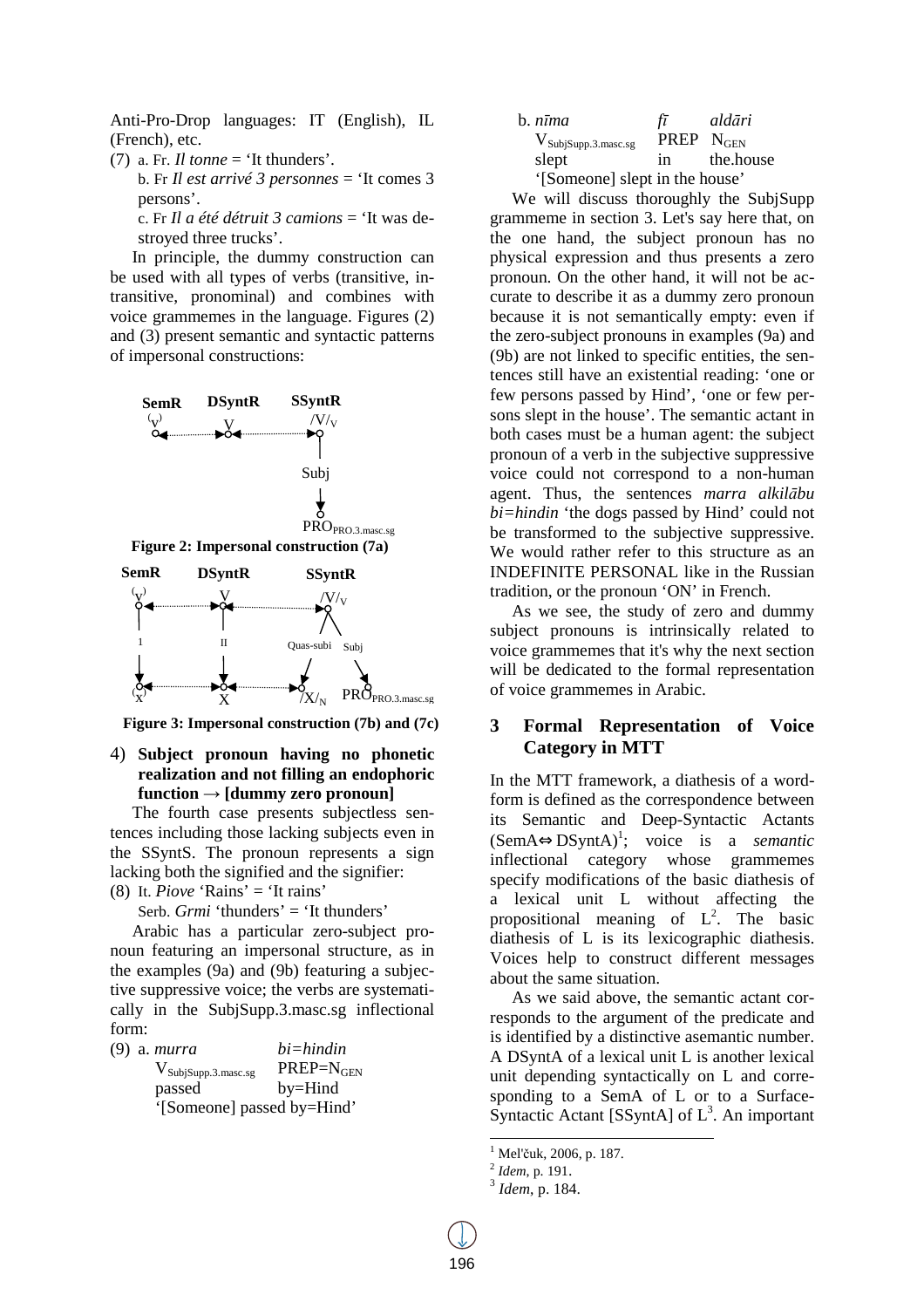Anti-Pro-Drop languages: IT (English), IL (French), etc.

(7) a. Fr. *Il tonne* = 'It thunders'.

b. Fr *Il est arrivé 3 personnes* = 'It comes 3 persons'.

c. Fr *Il a été détruit 3 camions* = 'It was destroyed three trucks'.

In principle, the dummy construction can be used with all types of verbs (transitive, intransitive, pronominal) and combines with voice grammemes in the language. Figures (2) and (3) present semantic and syntactic patterns of impersonal constructions:

**Figure 2: Impersonal construction (7a)**

**Figure 3: Impersonal construction (7b) and (7c)**

4) **Subject pronoun having no phonetic realization and not filling an endophoric function → [dummy zero pronoun]**

The fourth case presents subjectless sentences including those lacking subjects even in the SSyntS. The pronoun represents a sign lacking both the signified and the signifier:

(8) It. *Piove* 'Rains' = 'It rains'

Serb. *Grmi* 'thunders' = 'It thunders'

Arabic has a particular zero-subject pronoun featuring an impersonal structure, as in the examples (9a) and (9b) featuring a subjective suppressive voice; the verbs are systematically in the SubjSupp.3.masc.sg inflectional form:

(9) a. *murra* *bi=hindin*
$V_{SubjSupp.3.masc.sg}$ $PREP{=}N_{GEN}$
passed by=Hind
'[Someone] passed by=Hind'

b. *nīma* *fī* *aldāri*
$V_{SubjSupp.3.masc.sg}$ PREP $N_{GEN}$
slept in the.house
'[Someone] slept in the house'

We will discuss thoroughly the SubjSupp grammeme in section 3. Let's say here that, on the one hand, the subject pronoun has no physical expression and thus presents a zero pronoun. On the other hand, it will not be accurate to describe it as a dummy zero pronoun because it is not semantically empty: even if the zero-subject pronouns in examples (9a) and (9b) are not linked to specific entities, the sentences still have an existential reading: 'one or few persons passed by Hind', 'one or few persons slept in the house'. The semantic actant in both cases must be a human agent: the subject pronoun of a verb in the subjective suppressive voice could not correspond to a non-human agent. Thus, the sentences *marra alkilābu bi=hindin* 'the dogs passed by Hind' could not be transformed to the subjective suppressive. We would rather refer to this structure as an INDEFINITE PERSONAL like in the Russian tradition, or the pronoun 'ON' in French.

As we see, the study of zero and dummy subject pronouns is intrinsically related to voice grammemes that it's why the next section will be dedicated to the formal representation of voice grammemes in Arabic.

## 3 Formal Representation of Voice Category in MTT

In the MTT framework, a diathesis of a wordform is defined as the correspondence between its Semantic and Deep-Syntactic Actants (SemA⇔DSyntA)[1]; voice is a *semantic* inflectional category whose grammemes specify modifications of the basic diathesis of a lexical unit L without affecting the propositional meaning of L[2]. The basic diathesis of L is its lexicographic diathesis. Voices help to construct different messages about the same situation.

As we said above, the semantic actant corresponds to the argument of the predicate and is identified by a distinctive asemantic number. A DSyntA of a lexical unit L is another lexical unit depending syntactically on L and corresponding to a SemA of L or to a Surface-Syntactic Actant [SSyntA] of L[3]. An important

[1] Mel'čuk, 2006, p. 187.
[2] *Idem*, p. 191.
[3] *Idem*, p. 184.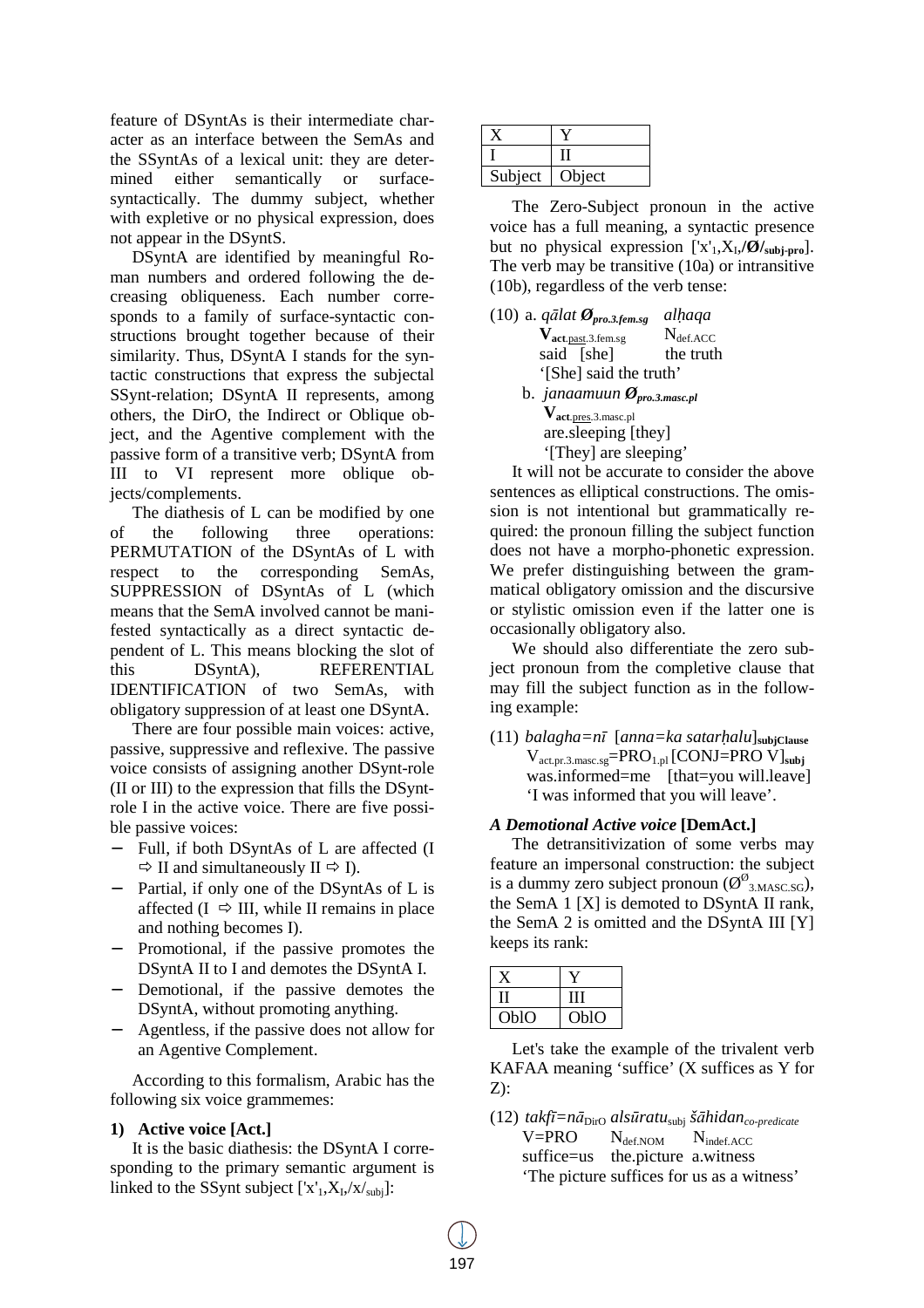feature of DSyntAs is their intermediate character as an interface between the SemAs and the SSyntAs of a lexical unit: they are determined either semantically or surface-syntactically. The dummy subject, whether with expletive or no physical expression, does not appear in the DSyntS.

DSyntA are identified by meaningful Roman numbers and ordered following the decreasing obliqueness. Each number corresponds to a family of surface-syntactic constructions brought together because of their similarity. Thus, DSyntA I stands for the syntactic constructions that express the subjectal SSynt-relation; DSyntA II represents, among others, the DirO, the Indirect or Oblique object, and the Agentive complement with the passive form of a transitive verb; DSyntA from III to VI represent more oblique objects/complements.

The diathesis of L can be modified by one of the following three operations: PERMUTATION of the DSyntAs of L with respect to the corresponding SemAs, SUPPRESSION of DSyntAs of L (which means that the SemA involved cannot be manifested syntactically as a direct syntactic dependent of L. This means blocking the slot of this DSyntA), REFERENTIAL IDENTIFICATION of two SemAs, with obligatory suppression of at least one DSyntA.

There are four possible main voices: active, passive, suppressive and reflexive. The passive voice consists of assigning another DSynt-role (II or III) to the expression that fills the DSynt-role I in the active voice. There are five possible passive voices:

- Full, if both DSyntAs of L are affected (I ⇨ II and simultaneously II ⇨ I).
- Partial, if only one of the DSyntAs of L is affected (I ⇨ III, while II remains in place and nothing becomes I).
- Promotional, if the passive promotes the DSyntA II to I and demotes the DSyntA I.
- Demotional, if the passive demotes the DSyntA, without promoting anything.
- Agentless, if the passive does not allow for an Agentive Complement.

According to this formalism, Arabic has the following six voice grammemes:

**1) Active voice [Act.]**

It is the basic diathesis: the DSyntA I corresponding to the primary semantic argument is linked to the SSynt subject ['x'$_1$,X$_I$,/x/$_{subj}$]:

| X | Y |
|---|---|
| I | II |
| Subject | Object |

The Zero-Subject pronoun in the active voice has a full meaning, a syntactic presence but no physical expression ['x'$_1$,X$_I$,**/Ø/$_{subj-pro}$**]. The verb may be transitive (10a) or intransitive (10b), regardless of the verb tense:

(10) a. *qālat* ***Ø$_{pro.3.fem.sg}$*** *alḥaqa*
    **V**$_{act.\underline{past}.3.fem.sg}$ N$_{def.ACC}$
    said [she] the truth
    '[She] said the truth'

  b. *janaamuun* ***Ø$_{pro.3.masc.pl}$***
    **V**$_{act.\underline{pres}.3.masc.pl}$
    are.sleeping [they]
    '[They] are sleeping'

It will not be accurate to consider the above sentences as elliptical constructions. The omission is not intentional but grammatically required: the pronoun filling the subject function does not have a morpho-phonetic expression. We prefer distinguishing between the grammatical obligatory omission and the discursive or stylistic omission even if the latter one is occasionally obligatory also.

We should also differentiate the zero subject pronoun from the completive clause that may fill the subject function as in the following example:

(11) *balagha=nī* [*anna=ka satarḥalu*]$_{\mathbf{subjClause}}$
    V$_{act.pr.3.masc.sg}$=PRO$_{1.pl}$ [CONJ=PRO V]$_{\mathbf{subj}}$
    was.informed=me [that=you will.leave]
    'I was informed that you will leave'.

***A Demotional Active voice* [DemAct.]**

The detransitivization of some verbs may feature an impersonal construction: the subject is a dummy zero subject pronoun ($Ø^{Ø}_{3.MASC.SG}$), the SemA 1 [X] is demoted to DSyntA II rank, the SemA 2 is omitted and the DSyntA III [Y] keeps its rank:

| X | Y |
|---|---|
| II | III |
| OblO | OblO |

Let's take the example of the trivalent verb KAFAA meaning 'suffice' (X suffices as Y for Z):

(12) *takfī=nā*$_{\text{DirO}}$ *alsūratu*$_{\text{subj}}$ *šāhidan*$_{co\text{-}predicate}$
    V=PRO N$_{def.NOM}$ N$_{indef.ACC}$
    suffice=us the.picture a.witness
    'The picture suffices for us as a witness'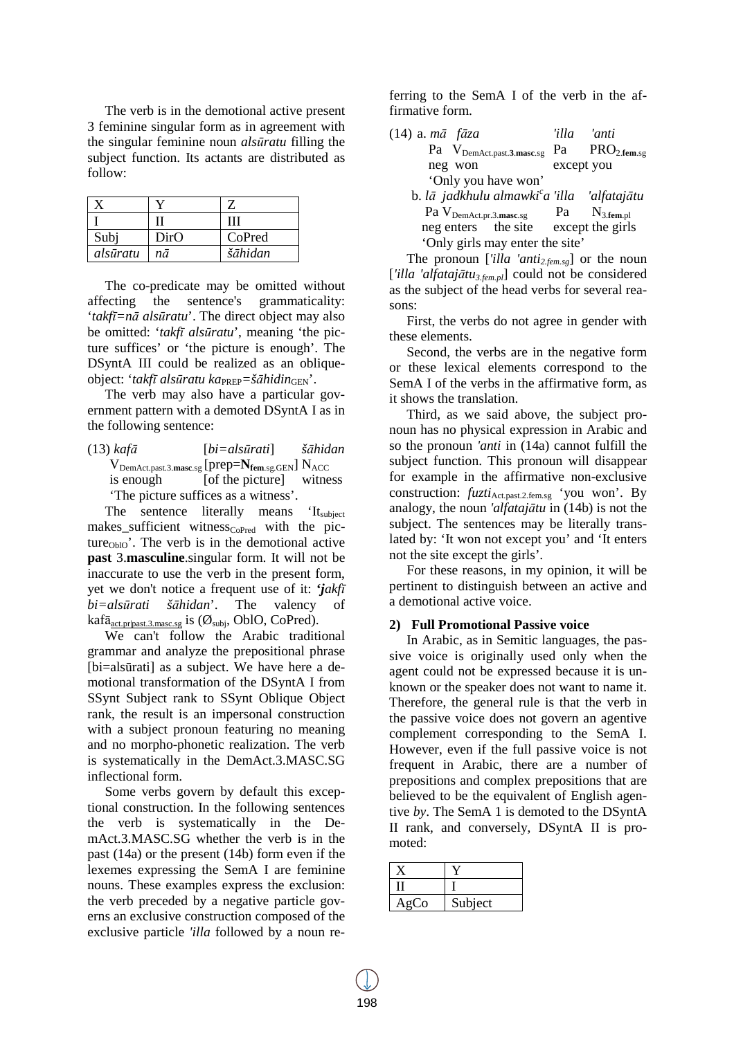The verb is in the demotional active present 3 feminine singular form as in agreement with the singular feminine noun *alsūratu* filling the subject function. Its actants are distributed as follow:

| X | Y | Z |
|---|---|---|
| I | II | III |
| Subj | DirO | CoPred |
| *alsūratu* | *nā* | *šāhidan* |

The co-predicate may be omitted without affecting the sentence's grammaticality: '*takfī=nā alsūratu*'. The direct object may also be omitted: '*takfī alsūratu*', meaning 'the picture suffices' or 'the picture is enough'. The DSyntA III could be realized as an oblique-object: '*takfī alsūratu ka*$_{PREP}$*=šāhidin*$_{GEN}$'.

The verb may also have a particular government pattern with a demoted DSyntA I as in the following sentence:

(13) *kafā* [*bi=alsūrati*] *šāhidan*
$V_{DemAct.past.3.\mathbf{masc}.sg}$ [prep=$\mathbf{N_{fem}}_{.sg.GEN}$] $N_{ACC}$
is enough [of the picture] witness
'The picture suffices as a witness'.

The sentence literally means 'It$_{subject}$ makes_sufficient witness$_{CoPred}$ with the picture$_{OblO}$'. The verb is in the demotional active **past** 3.**masculine**.singular form. It will not be inaccurate to use the verb in the present form, yet we don't notice a frequent use of it: ***'j****akfī bi=alsūrati šāhidan*'. The valency of kafā$_{act.pr|past.3.masc.sg}$ is ($Ø_{subj}$, OblO, CoPred).

We can't follow the Arabic traditional grammar and analyze the prepositional phrase [bi=alsūrati] as a subject. We have here a demotional transformation of the DSyntA I from SSynt Subject rank to SSynt Oblique Object rank, the result is an impersonal construction with a subject pronoun featuring no meaning and no morpho-phonetic realization. The verb is systematically in the DemAct.3.MASC.SG inflectional form.

Some verbs govern by default this exceptional construction. In the following sentences the verb is systematically in the DemAct.3.MASC.SG whether the verb is in the past (14a) or the present (14b) form even if the lexemes expressing the SemA I are feminine nouns. These examples express the exclusion: the verb preceded by a negative particle governs an exclusive construction composed of the exclusive particle *'illa* followed by a noun referring to the SemA I of the verb in the affirmative form.

(14) a. *mā fāza* *'illa* *'anti*
Pa $V_{DemAct.past.\mathbf{3}.\mathbf{masc}.sg}$ Pa $PRO_{2.\mathbf{fem}.sg}$
neg won except you
'Only you have won'

b. *lā jadkhulu almawki*ᶜ*a 'illa 'alfatajātu*
Pa $V_{DemAct.pr.3.\mathbf{masc}.sg}$ Pa $N_{3.\mathbf{fem}.pl}$
neg enters the site except the girls
'Only girls may enter the site'

The pronoun [*'illa 'anti*$_{2.fem.sg}$] or the noun [*'illa 'alfatajātu*$_{3.fem.pl}$] could not be considered as the subject of the head verbs for several reasons:

First, the verbs do not agree in gender with these elements.

Second, the verbs are in the negative form or these lexical elements correspond to the SemA I of the verbs in the affirmative form, as it shows the translation.

Third, as we said above, the subject pronoun has no physical expression in Arabic and so the pronoun *'anti* in (14a) cannot fulfill the subject function. This pronoun will disappear for example in the affirmative non-exclusive construction: *fuzti*$_{Act.past.2.fem.sg}$ 'you won'. By analogy, the noun *'alfatajātu* in (14b) is not the subject. The sentences may be literally translated by: 'It won not except you' and 'It enters not the site except the girls'.

For these reasons, in my opinion, it will be pertinent to distinguish between an active and a demotional active voice.

### 2) Full Promotional Passive voice

In Arabic, as in Semitic languages, the passive voice is originally used only when the agent could not be expressed because it is unknown or the speaker does not want to name it. Therefore, the general rule is that the verb in the passive voice does not govern an agentive complement corresponding to the SemA I. However, even if the full passive voice is not frequent in Arabic, there are a number of prepositions and complex prepositions that are believed to be the equivalent of English agentive *by*. The SemA 1 is demoted to the DSyntA II rank, and conversely, DSyntA II is promoted:

| X | Y |
|---|---|
| II | I |
| AgCo | Subject |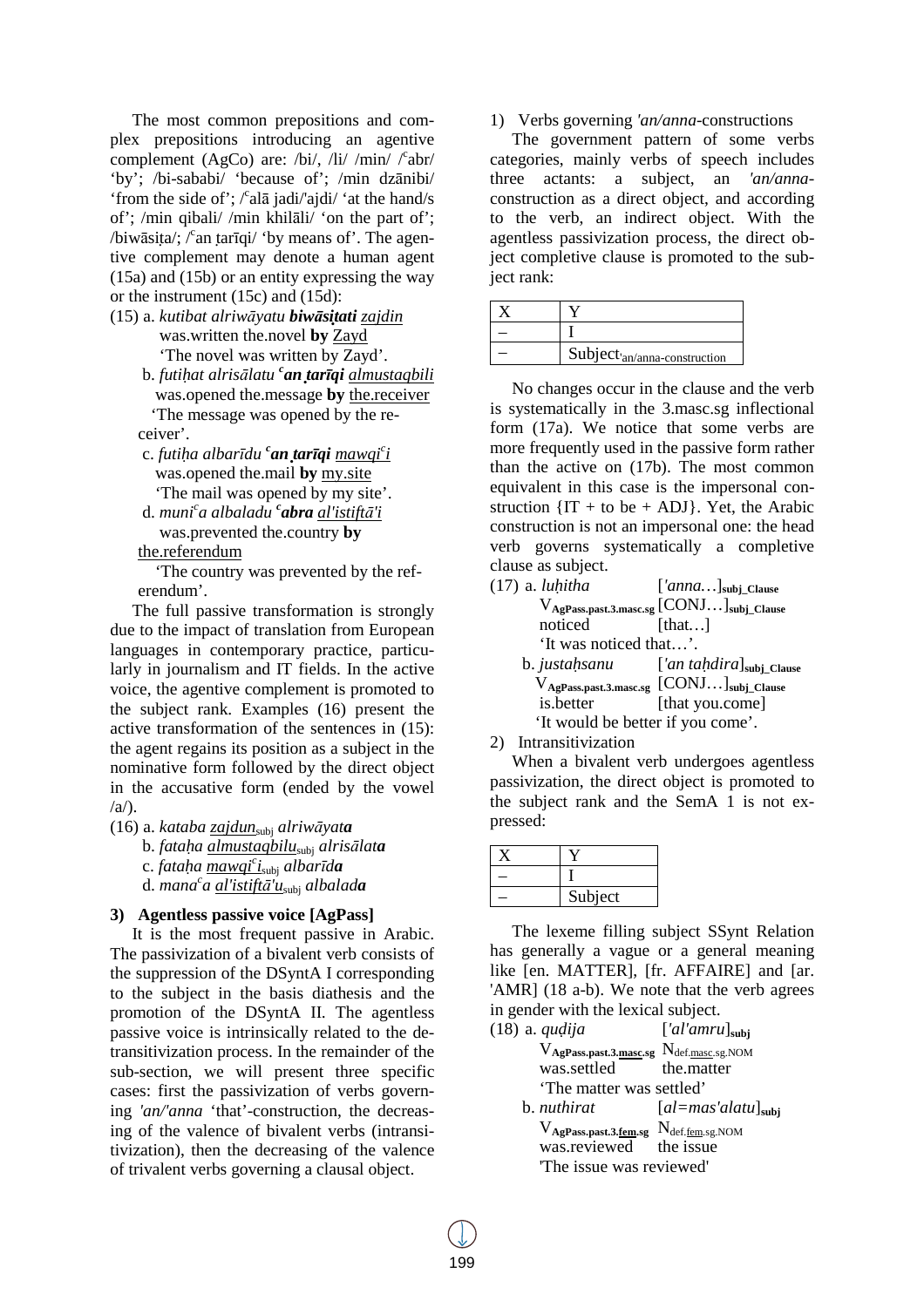The most common prepositions and complex prepositions introducing an agentive complement (AgCo) are: /bi/, /li/ /min/ /ʿabr/ 'by'; /bi-sababi/ 'because of'; /min dzānibi/ 'from the side of'; /ʿalā jadi/'ajdi/ 'at the hand/s of'; /min qibali/ /min khilāli/ 'on the part of'; /biwāsiṭa/; /ʿan ṭarīqi/ 'by means of'. The agentive complement may denote a human agent (15a) and (15b) or an entity expressing the way or the instrument (15c) and (15d):

(15) a. *kutibat alriwāyatu* ***biwāsiṭati*** *zajdin*
was.written the.novel **by** Zayd
'The novel was written by Zayd'.

b. *futiḥat alrisālatu* ***ʿan ṭarīqi*** *almustaqbili*
was.opened the.message **by** the.receiver
'The message was opened by the receiver'.

c. *futiḥa albarīdu* ***ʿan ṭarīqi*** *mawqiʿi*
was.opened the.mail **by** my.site
'The mail was opened by my site'.

d. *muniʿa albaladu* ***ʿabra*** *al'istiftā'i*
was.prevented the.country **by** the.referendum
'The country was prevented by the referendum'.

The full passive transformation is strongly due to the impact of translation from European languages in contemporary practice, particularly in journalism and IT fields. In the active voice, the agentive complement is promoted to the subject rank. Examples (16) present the active transformation of the sentences in (15): the agent regains its position as a subject in the nominative form followed by the direct object in the accusative form (ended by the vowel /a/).

(16) a. *kataba zajdun*$_{subj}$ *alriwāyat**a***
b. *fataḥa almustaqbilu*$_{subj}$ *alrisālat**a***
c. *fataḥa mawqiʿi*$_{subj}$ *albarīd**a***
d. *manaʿa al'istiftā'u*$_{subj}$ *albalad**a***

### 3) Agentless passive voice [AgPass]

It is the most frequent passive in Arabic. The passivization of a bivalent verb consists of the suppression of the DSyntA I corresponding to the subject in the basis diathesis and the promotion of the DSyntA II. The agentless passive voice is intrinsically related to the detransitivization process. In the remainder of the sub-section, we will present three specific cases: first the passivization of verbs governing *'an/'anna* 'that'-construction, the decreasing of the valence of bivalent verbs (intransitivization), then the decreasing of the valence of trivalent verbs governing a clausal object.

1) Verbs governing *'an/anna*-constructions

The government pattern of some verbs categories, mainly verbs of speech includes three actants: a subject, an *'an/anna*-construction as a direct object, and according to the verb, an indirect object. With the agentless passivization process, the direct object completive clause is promoted to the subject rank:

| X | Y |
|---|---|
| – | I |
| – | Subject$_{'an/anna\text{-}construction}$ |

No changes occur in the clause and the verb is systematically in the 3.masc.sg inflectional form (17a). We notice that some verbs are more frequently used in the passive form rather than the active on (17b). The most common equivalent in this case is the impersonal construction {IT + to be + ADJ}. Yet, the Arabic construction is not an impersonal one: the head verb governs systematically a completive clause as subject.

(17) a. *luḥitha* [*'anna…*]$_{subj\_Clause}$
V$_{AgPass.past.3.masc.sg}$ [CONJ…]$_{subj\_Clause}$
noticed [that…]
'It was noticed that…'.

b. *justaḥsanu* [*'an taḥdira*]$_{subj\_Clause}$
V$_{AgPass.past.3.masc.sg}$ [CONJ…]$_{subj\_Clause}$
is.better [that you.come]
'It would be better if you come'.

2) Intransitivization

When a bivalent verb undergoes agentless passivization, the direct object is promoted to the subject rank and the SemA 1 is not expressed:

| X | Y |
|---|---|
| – | I |
| – | Subject |

The lexeme filling subject SSynt Relation has generally a vague or a general meaning like [en. MATTER], [fr. AFFAIRE] and [ar. 'AMR] (18 a-b). We note that the verb agrees in gender with the lexical subject.

(18) a. *quḍija* [*'al'amru*]$_{subj}$
V$_{AgPass.past.3.\underline{masc}.sg}$ N$_{def.\underline{masc}.sg.NOM}$
was.settled the.matter
'The matter was settled'

b. *nuthirat* [*al=mas'alatu*]$_{subj}$
V$_{AgPass.past.3.\underline{fem}.sg}$ N$_{def.\underline{fem}.sg.NOM}$
was.reviewed the issue
'The issue was reviewed'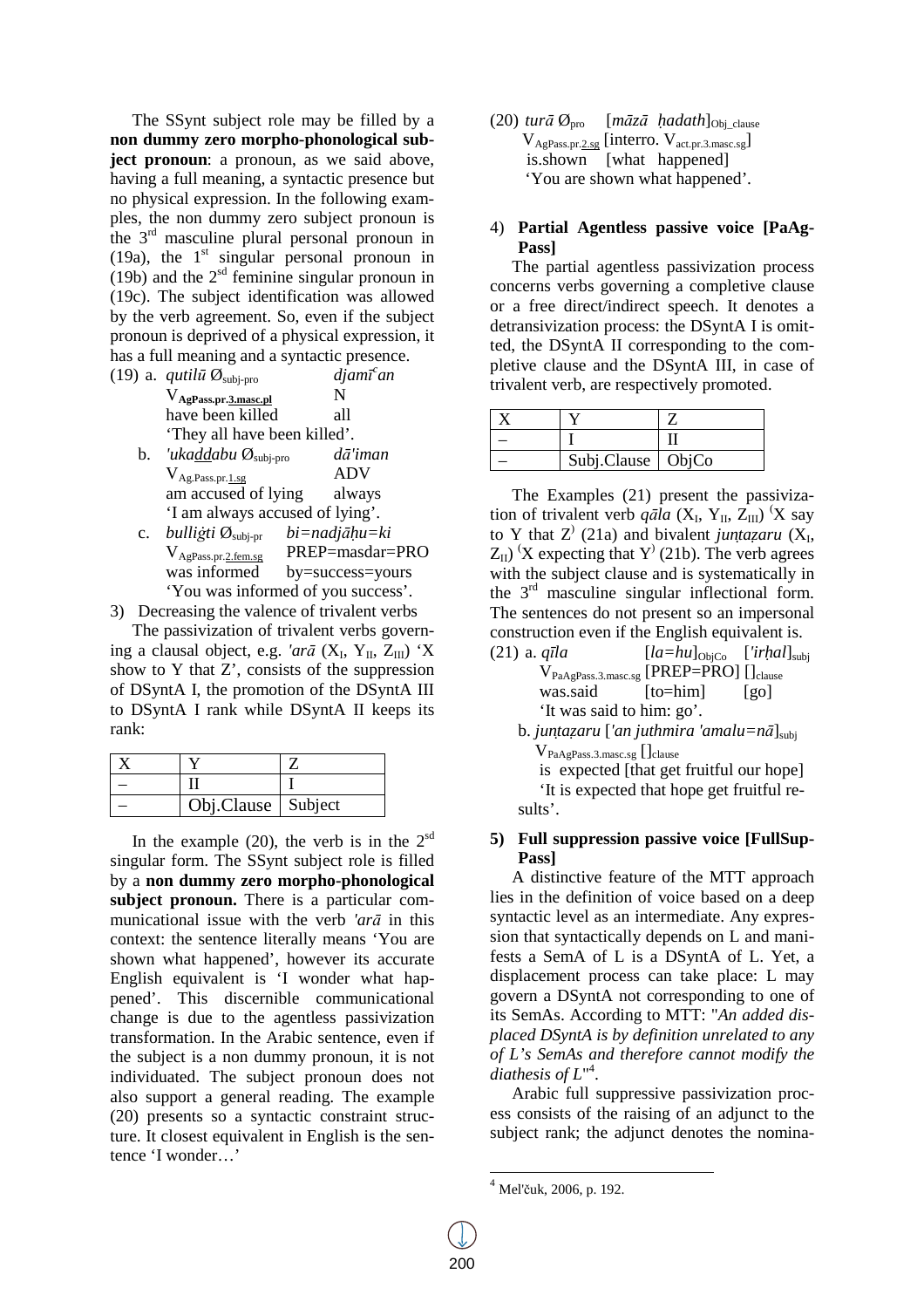The SSynt subject role may be filled by a **non dummy zero morpho-phonological subject pronoun**: a pronoun, as we said above, having a full meaning, a syntactic presence but no physical expression. In the following examples, the non dummy zero subject pronoun is the 3rd masculine plural personal pronoun in (19a), the 1st singular personal pronoun in (19b) and the 2sd feminine singular pronoun in (19c). The subject identification was allowed by the verb agreement. So, even if the subject pronoun is deprived of a physical expression, it has a full meaning and a syntactic presence.

(19) a. *qutilū* $Ø_{subj\text{-}pro}$ *djamīʿan*
$V_{\mathbf{AgPass.pr.\underline{3.masc.pl}}}$ N
have been killed all
'They all have been killed'.

b. *'ukaḏḏabu* $Ø_{subj\text{-}pro}$ *dā'iman*
$V_{Ag.Pass.pr.\underline{1.sg}}$ ADV
am accused of lying always
'I am always accused of lying'.

c. *bulliġti* $Ø_{subj\text{-}pr}$ *bi=nadjāḥu=ki*
$V_{AgPass.pr.\underline{2.fem.sg}}$ PREP=masdar=PRO
was informed by=success=yours
'You was informed of you success'.

3) Decreasing the valence of trivalent verbs

The passivization of trivalent verbs governing a clausal object, e.g. *'arā* ($X_I$, $Y_{II}$, $Z_{III}$) 'X show to Y that Z', consists of the suppression of DSyntA I, the promotion of the DSyntA III to DSyntA I rank while DSyntA II keeps its rank:

| X | Y | Z |
|---|---|---|
| – | II | I |
| – | Obj.Clause | Subject |

In the example (20), the verb is in the 2sd singular form. The SSynt subject role is filled by a **non dummy zero morpho-phonological subject pronoun.** There is a particular communicational issue with the verb *'arā* in this context: the sentence literally means 'You are shown what happened', however its accurate English equivalent is 'I wonder what happened'. This discernible communicational change is due to the agentless passivization transformation. In the Arabic sentence, even if the subject is a non dummy pronoun, it is not individuated. The subject pronoun does not also support a general reading. The example (20) presents so a syntactic constraint structure. It closest equivalent in English is the sentence 'I wonder…'

(20) *turā* $Ø_{pro}$ [*māzā ḥadath*]$_{Obj\_clause}$
$V_{AgPass.pr.\underline{2.sg}}$ [interro. $V_{act.pr.3.masc.sg}$]
is.shown [what happened]
'You are shown what happened'.

4) **Partial Agentless passive voice [PaAgPass]**

The partial agentless passivization process concerns verbs governing a completive clause or a free direct/indirect speech. It denotes a detransivization process: the DSyntA I is omitted, the DSyntA II corresponding to the completive clause and the DSyntA III, in case of trivalent verb, are respectively promoted.

| X | Y | Z |
|---|---|---|
| – | I | II |
| – | Subj.Clause | ObjCo |

The Examples (21) present the passivization of trivalent verb *qāla* ($X_I$, $Y_{II}$, $Z_{III}$) ⁽X say to Y that Z⁾ (21a) and bivalent *junṭaẓaru* ($X_I$, $Z_{II}$) ⁽X expecting that Y⁾ (21b). The verb agrees with the subject clause and is systematically in the 3rd masculine singular inflectional form. The sentences do not present so an impersonal construction even if the English equivalent is.

(21) a. *qīla* [*la=hu*]$_{ObjCo}$ [*'irḥal*]$_{subj}$
$V_{PaAgPass.3.masc.sg}$ [PREP=PRO] $[]_{clause}$
was.said [to=him] [go]
'It was said to him: go'.

b. *junṭaẓaru* [*'an juthmira 'amalu=nā*]$_{subj}$
$V_{PaAgPass.3.masc.sg}$ $[]_{clause}$
is expected [that get fruitful our hope]
'It is expected that hope get fruitful results'.

5) **Full suppression passive voice [FullSupPass]**

A distinctive feature of the MTT approach lies in the definition of voice based on a deep syntactic level as an intermediate. Any expression that syntactically depends on L and manifests a SemA of L is a DSyntA of L. Yet, a displacement process can take place: L may govern a DSyntA not corresponding to one of its SemAs. According to MTT: "*An added displaced DSyntA is by definition unrelated to any of L's SemAs and therefore cannot modify the diathesis of L*"[4].

Arabic full suppressive passivization process consists of the raising of an adjunct to the subject rank; the adjunct denotes the nomina-

[4] Mel'čuk, 2006, p. 192.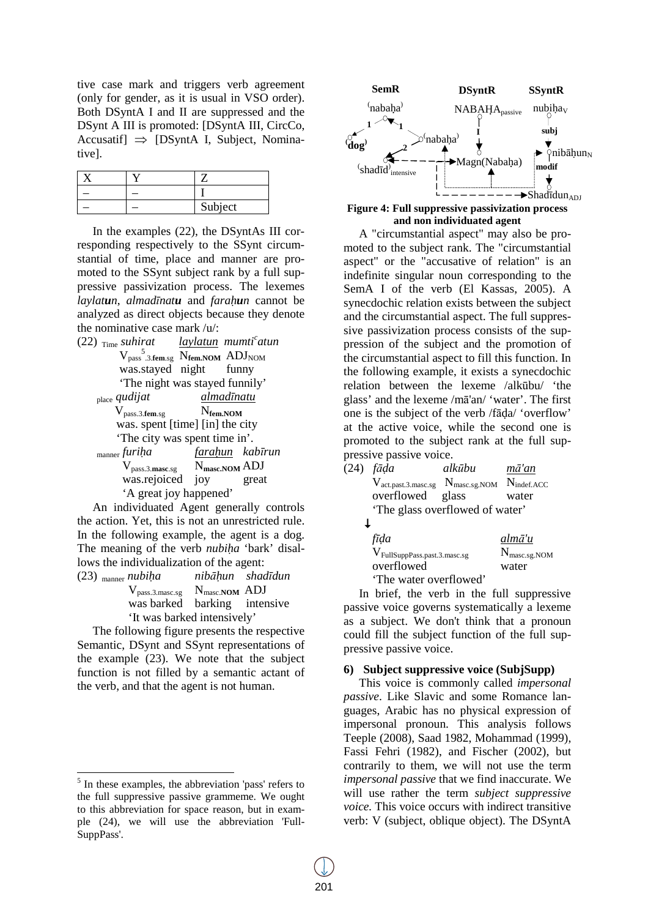tive case mark and triggers verb agreement (only for gender, as it is usual in VSO order). Both DSyntA I and II are suppressed and the DSynt A III is promoted: [DSyntA III, CircCo, Accusatif] $\Rightarrow$ [DSyntA I, Subject, Nominative].

| X | Y | Z |
|---|---|---|
| – | – | I |
| – | – | Subject |

In the examples (22), the DSyntAs III corresponding respectively to the SSynt circumstantial of time, place and manner are promoted to the SSynt subject rank by a full suppressive passivization process. The lexemes *laylat**u**n*, *almadīnat**u*** and *faraḥ**u**n* cannot be analyzed as direct objects because they denote the nominative case mark /u/:

(22) $_{\text{Time}}$ *suhirat* *laylatun* *mumtiᶜatun*
$V_{\text{pass}^5\text{.3.}\mathbf{fem}\text{.sg}}$ $N_{\mathbf{fem.NOM}}$ $ADJ_{\text{NOM}}$
was.stayed night funny
'The night was stayed funnily'

$_{\text{place}}$ *qudijat* *almadīnatu*
$V_{\text{pass.3.}\mathbf{fem}\text{.sg}}$ $N_{\mathbf{fem.NOM}}$
was. spent [time] [in] the city
'The city was spent time in'.

$_{\text{manner}}$ *furiḥa* *faraḥun* *kabīrun*
$V_{\text{pass.3.}\mathbf{masc}\text{.sg}}$ $N_{\mathbf{masc.NOM}}$ ADJ
was.rejoiced joy great
'A great joy happened'

An individuated Agent generally controls the action. Yet, this is not an unrestricted rule. In the following example, the agent is a dog. The meaning of the verb *nubiḥa* 'bark' disallows the individualization of the agent:

(23) $_{\text{manner}}$ *nubiḥa* *nibāḥun* *shadīdun*
$V_{\text{pass.3.masc.sg}}$ $N_{\text{masc.}\mathbf{NOM}}$ ADJ
was barked barking intensive
'It was barked intensively'

The following figure presents the respective Semantic, DSynt and SSynt representations of the example (23). We note that the subject function is not filled by a semantic actant of the verb, and that the agent is not human.

**Figure 4: Full suppressive passivization process and non individuated agent**

A "circumstantial aspect" may also be promoted to the subject rank. The "circumstantial aspect" or the "accusative of relation" is an indefinite singular noun corresponding to the SemA I of the verb (El Kassas, 2005). A synecdochic relation exists between the subject and the circumstantial aspect. The full suppressive passivization process consists of the suppression of the subject and the promotion of the circumstantial aspect to fill this function. In the following example, it exists a synecdochic relation between the lexeme /alkūbu/ 'the glass' and the lexeme /mā'an/ 'water'. The first one is the subject of the verb /fāḍa/ 'overflow' at the active voice, while the second one is promoted to the subject rank at the full suppressive passive voice.

(24) *fāḍa* *alkūbu* *mā'an*
$V_{\text{act.past.3.masc.sg}}$ $N_{\text{masc.sg.NOM}}$ $N_{\text{indef.ACC}}$
overflowed glass water
'The glass overflowed of water'

↓

*fīḍa* *almā'u*
$V_{\text{FullSuppPass.past.3.masc.sg}}$ $N_{\text{masc.sg.NOM}}$
overflowed water
'The water overflowed'

In brief, the verb in the full suppressive passive voice governs systematically a lexeme as a subject. We don't think that a pronoun could fill the subject function of the full suppressive passive voice.

### 6) Subject suppressive voice (SubjSupp)

This voice is commonly called *impersonal passive*. Like Slavic and some Romance languages, Arabic has no physical expression of impersonal pronoun. This analysis follows Teeple (2008), Saad 1982, Mohammad (1999), Fassi Fehri (1982), and Fischer (2002), but contrarily to them, we will not use the term *impersonal passive* that we find inaccurate. We will use rather the term *subject suppressive voice.* This voice occurs with indirect transitive verb: V (subject, oblique object). The DSyntA

[5] In these examples, the abbreviation 'pass' refers to the full suppressive passive grammeme. We ought to this abbreviation for space reason, but in example (24), we will use the abbreviation 'Full-SuppPass'.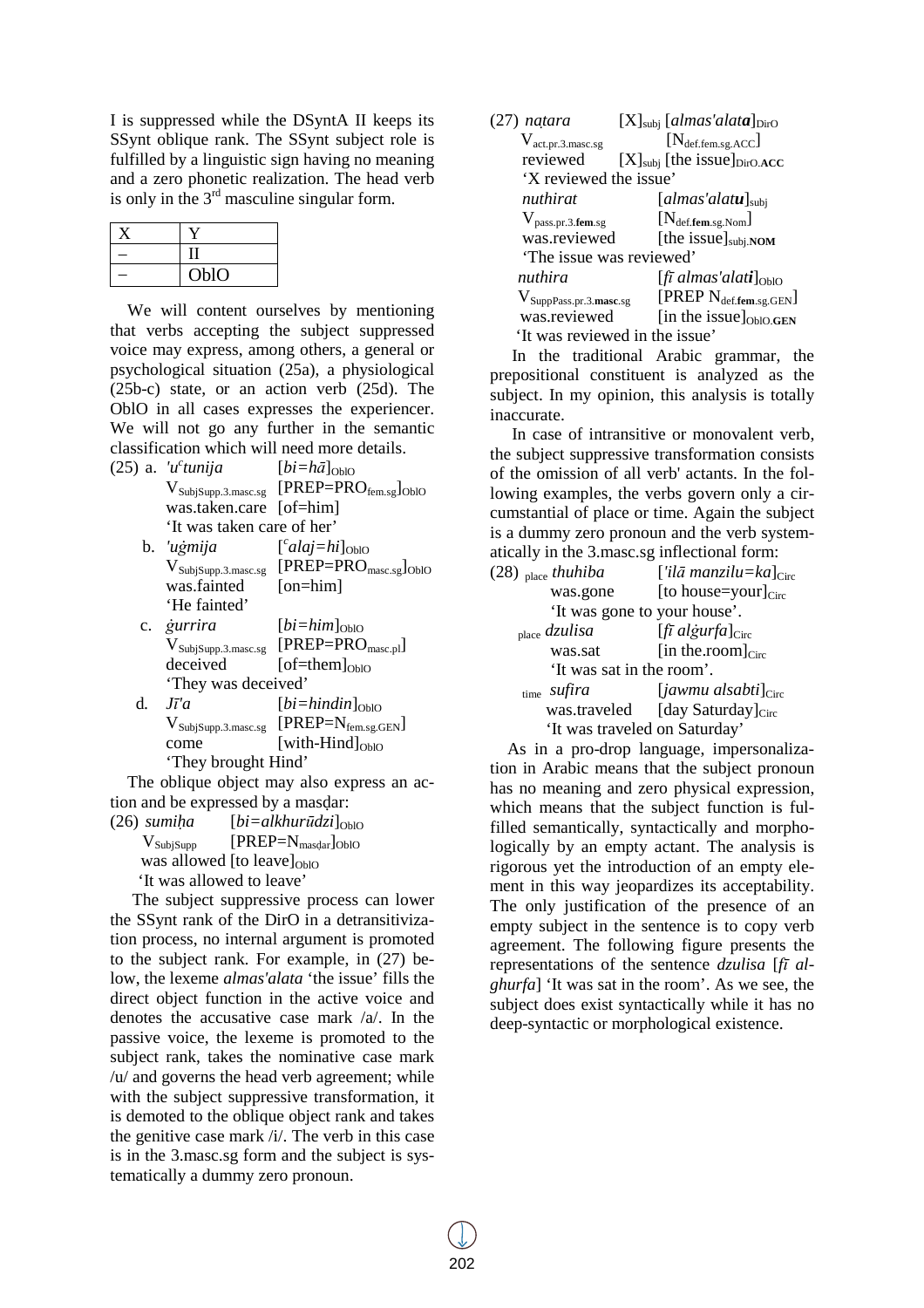I is suppressed while the DSyntA II keeps its SSynt oblique rank. The SSynt subject role is fulfilled by a linguistic sign having no meaning and a zero phonetic realization. The head verb is only in the 3rd masculine singular form.

| X | Y |
|---|---|
| – | II |
| – | OblO |

We will content ourselves by mentioning that verbs accepting the subject suppressed voice may express, among others, a general or psychological situation (25a), a physiological (25b-c) state, or an action verb (25d). The OblO in all cases expresses the experiencer. We will not go any further in the semantic classification which will need more details.

(25) a. *'uᶜtunija* $[bi{=}h\bar{a}]_{OblO}$
$V_{SubjSupp.3.masc.sg}$ $[PREP{=}PRO_{fem.sg}]_{OblO}$
was.taken.care [of=him]
'It was taken care of her'

b. *'uġmija* $[{}^{c}alaj{=}hi]_{OblO}$
$V_{SubjSupp.3.masc.sg}$ $[PREP{=}PRO_{masc.sg}]_{OblO}$
was.fainted [on=him]
'He fainted'

c. *ġurrira* $[bi{=}him]_{OblO}$
$V_{SubjSupp.3.masc.sg}$ $[PREP{=}PRO_{masc.pl}]$
deceived $[of{=}them]_{OblO}$
'They was deceived'

d. *Jī'a* $[bi{=}hindin]_{OblO}$
$V_{SubjSupp.3.masc.sg}$ $[PREP{=}N_{fem.sg.GEN}]$
come $[with\text{-}Hind]_{OblO}$
'They brought Hind'

The oblique object may also express an action and be expressed by a masḍar:

(26) *sumiḥa* $[bi{=}alkhur\bar{u}dzi]_{OblO}$
$V_{SubjSupp}$ $[PREP{=}N_{masdar}]_{OblO}$
was allowed $[to\ leave]_{OblO}$
'It was allowed to leave'

The subject suppressive process can lower the SSynt rank of the DirO in a detransitivization process, no internal argument is promoted to the subject rank. For example, in (27) below, the lexeme *almas'alata* 'the issue' fills the direct object function in the active voice and denotes the accusative case mark /a/. In the passive voice, the lexeme is promoted to the subject rank, takes the nominative case mark /u/ and governs the head verb agreement; while with the subject suppressive transformation, it is demoted to the oblique object rank and takes the genitive case mark /i/. The verb in this case is in the 3.masc.sg form and the subject is systematically a dummy zero pronoun.

(27) *naṭara* $[X]_{subj}$ [*almas'alat**a***]$_{DirO}$
$V_{act.pr.3.masc.sg}$ $[N_{def.fem.sg.ACC}]$
reviewed $[X]_{subj}$ [the issue]$_{DirO.\mathbf{ACC}}$
'X reviewed the issue'

*nuthirat* [*almas'alat**u***]$_{subj}$
$V_{pass.pr.3.\mathbf{fem}.sg}$ $[N_{def.\mathbf{fem}.sg.Nom}]$
was.reviewed [the issue]$_{subj.\mathbf{NOM}}$
'The issue was reviewed'

*nuthira* [*fī almas'alat**i***]$_{OblO}$
$V_{SuppPass.pr.3.\mathbf{masc}.sg}$ $[PREP\ N_{def.\mathbf{fem}.sg.GEN}]$
was.reviewed [in the issue]$_{OblO.\mathbf{GEN}}$
'It was reviewed in the issue'

In the traditional Arabic grammar, the prepositional constituent is analyzed as the subject. In my opinion, this analysis is totally inaccurate.

In case of intransitive or monovalent verb, the subject suppressive transformation consists of the omission of all verb' actants. In the following examples, the verbs govern only a circumstantial of place or time. Again the subject is a dummy zero pronoun and the verb systematically in the 3.masc.sg inflectional form:

(28) $_{place}$ *thuhiba* [*'ilā manzilu=ka*]$_{Circ}$
was.gone [to house=your]$_{Circ}$
'It was gone to your house'.

$_{place}$ *dzulisa* [*fī alġurfa*]$_{Circ}$
was.sat [in the.room]$_{Circ}$
'It was sat in the room'.

$_{time}$ *sufira* [*jawmu alsabti*]$_{Circ}$
was.traveled [day Saturday]$_{Circ}$
'It was traveled on Saturday'

As in a pro-drop language, impersonalization in Arabic means that the subject pronoun has no meaning and zero physical expression, which means that the subject function is fulfilled semantically, syntactically and morphologically by an empty actant. The analysis is rigorous yet the introduction of an empty element in this way jeopardizes its acceptability. The only justification of the presence of an empty subject in the sentence is to copy verb agreement. The following figure presents the representations of the sentence *dzulisa* [*fī alghurfa*] 'It was sat in the room'. As we see, the subject does exist syntactically while it has no deep-syntactic or morphological existence.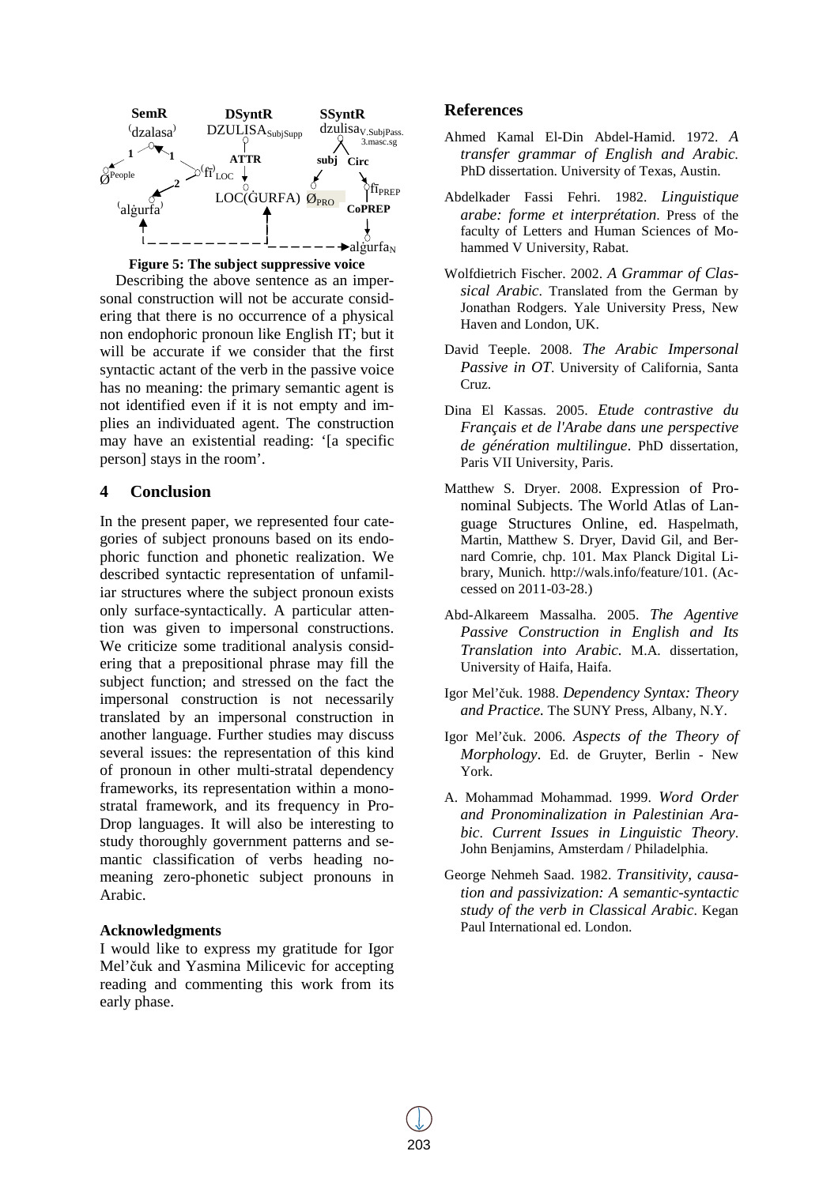SemR

ʹdzalasaʹ

1 1

Ø[People]

2

ʹfiʹ$_{LOC}$

ʹalġurfaʹ

DSyntR

DZULISA$_{SubjSupp}$

ATTR

LOC(ĠURFA) Ø$_{PRO}$

SSyntR

dzulisa$_{V.SubjPass.3.masc.sg}$

subj Circ

fi$_{PREP}$

CoPREP

alġurfa$_{N}$

**Figure 5: The subject suppressive voice**

Describing the above sentence as an impersonal construction will not be accurate considering that there is no occurrence of a physical non endophoric pronoun like English IT; but it will be accurate if we consider that the first syntactic actant of the verb in the passive voice has no meaning: the primary semantic agent is not identified even if it is not empty and implies an individuated agent. The construction may have an existential reading: '[a specific person] stays in the room'.

## 4 Conclusion

In the present paper, we represented four categories of subject pronouns based on its endophoric function and phonetic realization. We described syntactic representation of unfamiliar structures where the subject pronoun exists only surface-syntactically. A particular attention was given to impersonal constructions. We criticize some traditional analysis considering that a prepositional phrase may fill the subject function; and stressed on the fact the impersonal construction is not necessarily translated by an impersonal construction in another language. Further studies may discuss several issues: the representation of this kind of pronoun in other multi-stratal dependency frameworks, its representation within a monostratal framework, and its frequency in Pro-Drop languages. It will also be interesting to study thoroughly government patterns and semantic classification of verbs heading no-meaning zero-phonetic subject pronouns in Arabic.

### Acknowledgments

I would like to express my gratitude for Igor Mel'čuk and Yasmina Milicevic for accepting reading and commenting this work from its early phase.

## References

Ahmed Kamal El-Din Abdel-Hamid. 1972. *A transfer grammar of English and Arabic.* PhD dissertation. University of Texas, Austin.

Abdelkader Fassi Fehri. 1982. *Linguistique arabe: forme et interprétation*. Press of the faculty of Letters and Human Sciences of Mohammed V University, Rabat.

Wolfdietrich Fischer. 2002. *A Grammar of Classical Arabic*. Translated from the German by Jonathan Rodgers. Yale University Press, New Haven and London, UK.

David Teeple. 2008. *The Arabic Impersonal Passive in OT*. University of California, Santa Cruz.

Dina El Kassas. 2005. *Etude contrastive du Français et de l'Arabe dans une perspective de génération multilingue*. PhD dissertation, Paris VII University, Paris.

Matthew S. Dryer. 2008. Expression of Pronominal Subjects. The World Atlas of Language Structures Online, ed. Haspelmath, Martin, Matthew S. Dryer, David Gil, and Bernard Comrie, chp. 101. Max Planck Digital Library, Munich. http://wals.info/feature/101. (Accessed on 2011-03-28.)

Abd-Alkareem Massalha. 2005. *The Agentive Passive Construction in English and Its Translation into Arabic.* M.A. dissertation, University of Haifa, Haifa.

Igor Mel'čuk. 1988. *Dependency Syntax: Theory and Practice.* The SUNY Press, Albany, N.Y.

Igor Mel'čuk. 2006. *Aspects of the Theory of Morphology*. Ed. de Gruyter, Berlin - New York.

A. Mohammad Mohammad. 1999. *Word Order and Pronominalization in Palestinian Arabic*. *Current Issues in Linguistic Theory*. John Benjamins, Amsterdam / Philadelphia.

George Nehmeh Saad. 1982. *Transitivity, causation and passivization: A semantic-syntactic study of the verb in Classical Arabic*. Kegan Paul International ed. London.